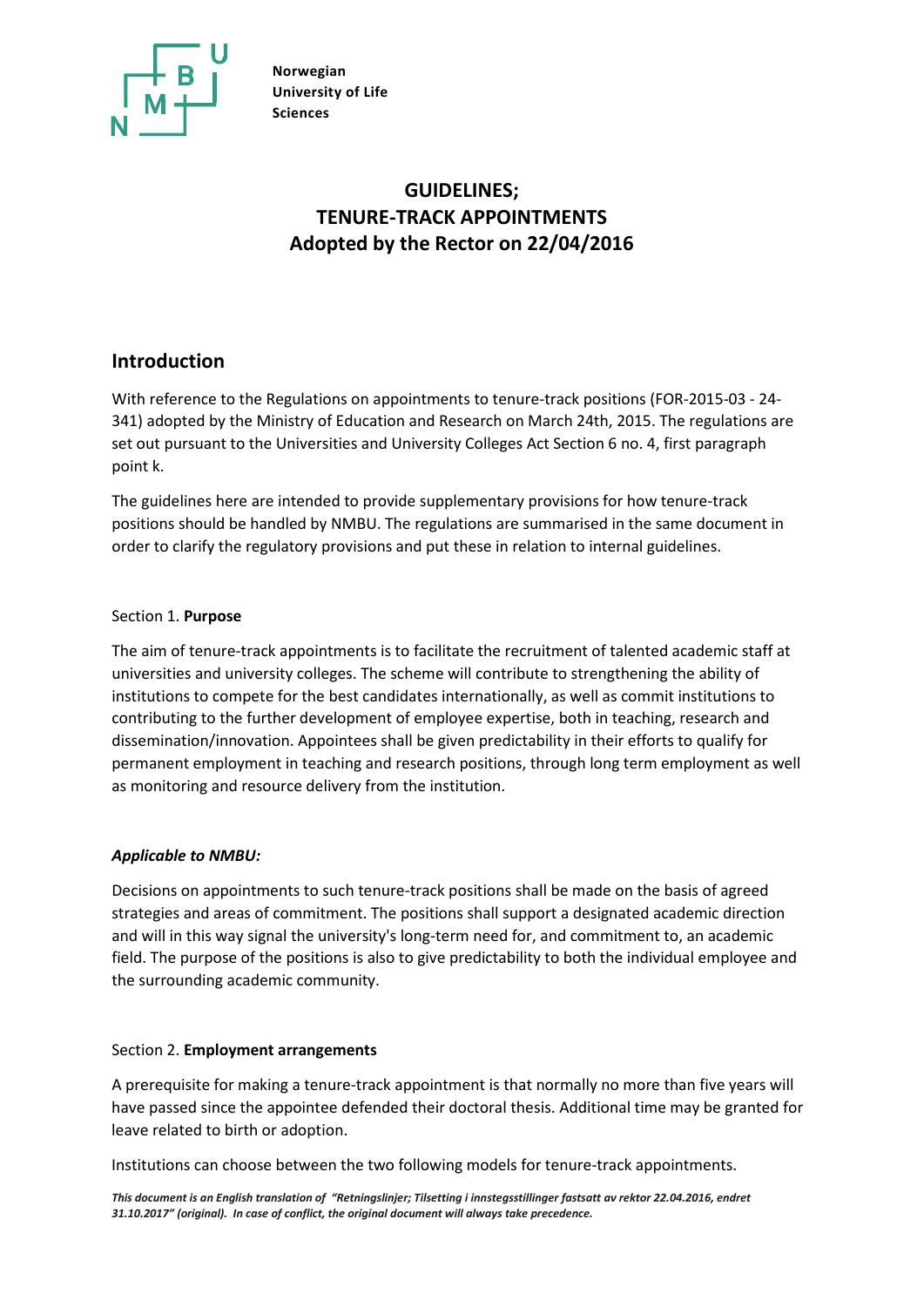Norwegian University of Life Sciences

# GUIDELINES; TENURE-TRACK APPOINTMENTS Adopted by the Rector on 22/04/2016

## Introduction

With reference to the Regulations on appointments to tenure-track positions (FOR-2015-03 - 24-341) adopted by the Ministry of Education and Research on March 24th, 2015. The regulations are set out pursuant to the Universities and University Colleges Act Section 6 no. 4, first paragraph point k.

The guidelines here are intended to provide supplementary provisions for how tenure-track positions should be handled by NMBU. The regulations are summarised in the same document in order to clarify the regulatory provisions and put these in relation to internal guidelines.

### Section 1. **Purpose**

The aim of tenure-track appointments is to facilitate the recruitment of talented academic staff at universities and university colleges. The scheme will contribute to strengthening the ability of institutions to compete for the best candidates internationally, as well as commit institutions to contributing to the further development of employee expertise, both in teaching, research and dissemination/innovation. Appointees shall be given predictability in their efforts to qualify for permanent employment in teaching and research positions, through long term employment as well as monitoring and resource delivery from the institution.

***Applicable to NMBU:***

Decisions on appointments to such tenure-track positions shall be made on the basis of agreed strategies and areas of commitment. The positions shall support a designated academic direction and will in this way signal the university's long-term need for, and commitment to, an academic field. The purpose of the positions is also to give predictability to both the individual employee and the surrounding academic community.

### Section 2. **Employment arrangements**

A prerequisite for making a tenure-track appointment is that normally no more than five years will have passed since the appointee defended their doctoral thesis. Additional time may be granted for leave related to birth or adoption.

Institutions can choose between the two following models for tenure-track appointments.

***This document is an English translation of "Retningslinjer; Tilsetting i innstegsstillinger fastsatt av rektor 22.04.2016, endret 31.10.2017" (original). In case of conflict, the original document will always take precedence.***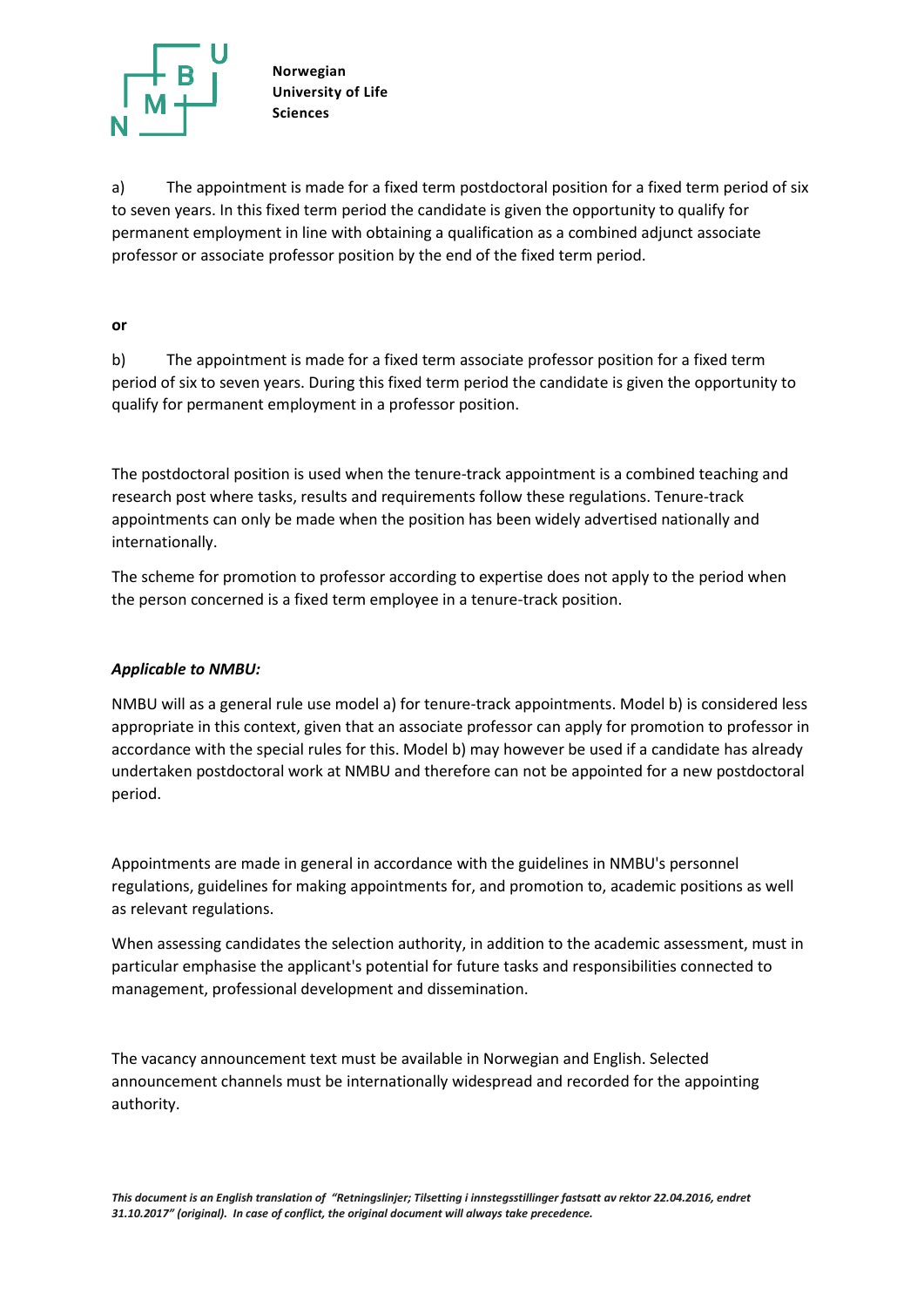a) The appointment is made for a fixed term postdoctoral position for a fixed term period of six to seven years. In this fixed term period the candidate is given the opportunity to qualify for permanent employment in line with obtaining a qualification as a combined adjunct associate professor or associate professor position by the end of the fixed term period.

**or**

b) The appointment is made for a fixed term associate professor position for a fixed term period of six to seven years. During this fixed term period the candidate is given the opportunity to qualify for permanent employment in a professor position.

The postdoctoral position is used when the tenure-track appointment is a combined teaching and research post where tasks, results and requirements follow these regulations. Tenure-track appointments can only be made when the position has been widely advertised nationally and internationally.

The scheme for promotion to professor according to expertise does not apply to the period when the person concerned is a fixed term employee in a tenure-track position.

***Applicable to NMBU:***

NMBU will as a general rule use model a) for tenure-track appointments. Model b) is considered less appropriate in this context, given that an associate professor can apply for promotion to professor in accordance with the special rules for this. Model b) may however be used if a candidate has already undertaken postdoctoral work at NMBU and therefore can not be appointed for a new postdoctoral period.

Appointments are made in general in accordance with the guidelines in NMBU's personnel regulations, guidelines for making appointments for, and promotion to, academic positions as well as relevant regulations.

When assessing candidates the selection authority, in addition to the academic assessment, must in particular emphasise the applicant's potential for future tasks and responsibilities connected to management, professional development and dissemination.

The vacancy announcement text must be available in Norwegian and English. Selected announcement channels must be internationally widespread and recorded for the appointing authority.

***This document is an English translation of "Retningslinjer; Tilsetting i innstegsstillinger fastsatt av rektor 22.04.2016, endret 31.10.2017" (original). In case of conflict, the original document will always take precedence.***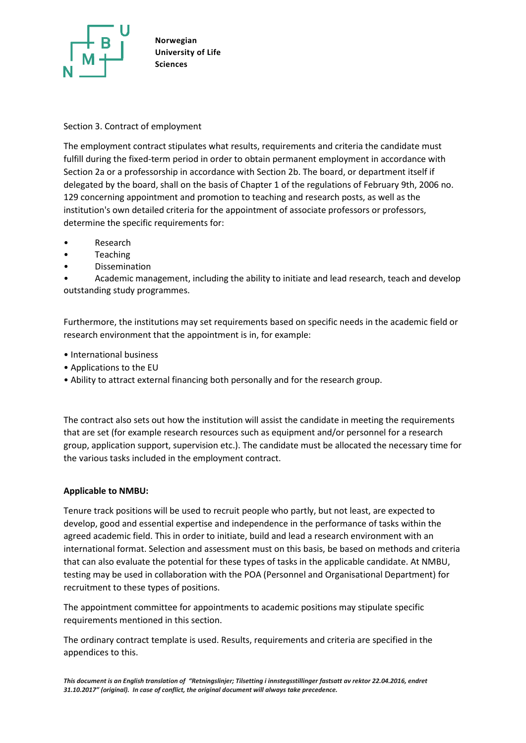Section 3. Contract of employment

The employment contract stipulates what results, requirements and criteria the candidate must fulfill during the fixed-term period in order to obtain permanent employment in accordance with Section 2a or a professorship in accordance with Section 2b. The board, or department itself if delegated by the board, shall on the basis of Chapter 1 of the regulations of February 9th, 2006 no. 129 concerning appointment and promotion to teaching and research posts, as well as the institution's own detailed criteria for the appointment of associate professors or professors, determine the specific requirements for:

- Research
- Teaching
- Dissemination
- Academic management, including the ability to initiate and lead research, teach and develop outstanding study programmes.

Furthermore, the institutions may set requirements based on specific needs in the academic field or research environment that the appointment is in, for example:

- International business
- Applications to the EU
- Ability to attract external financing both personally and for the research group.

The contract also sets out how the institution will assist the candidate in meeting the requirements that are set (for example research resources such as equipment and/or personnel for a research group, application support, supervision etc.). The candidate must be allocated the necessary time for the various tasks included in the employment contract.

**Applicable to NMBU:**

Tenure track positions will be used to recruit people who partly, but not least, are expected to develop, good and essential expertise and independence in the performance of tasks within the agreed academic field. This in order to initiate, build and lead a research environment with an international format. Selection and assessment must on this basis, be based on methods and criteria that can also evaluate the potential for these types of tasks in the applicable candidate. At NMBU, testing may be used in collaboration with the POA (Personnel and Organisational Department) for recruitment to these types of positions.

The appointment committee for appointments to academic positions may stipulate specific requirements mentioned in this section.

The ordinary contract template is used. Results, requirements and criteria are specified in the appendices to this.

***This document is an English translation of "Retningslinjer; Tilsetting i innstegsstillinger fastsatt av rektor 22.04.2016, endret 31.10.2017" (original). In case of conflict, the original document will always take precedence.***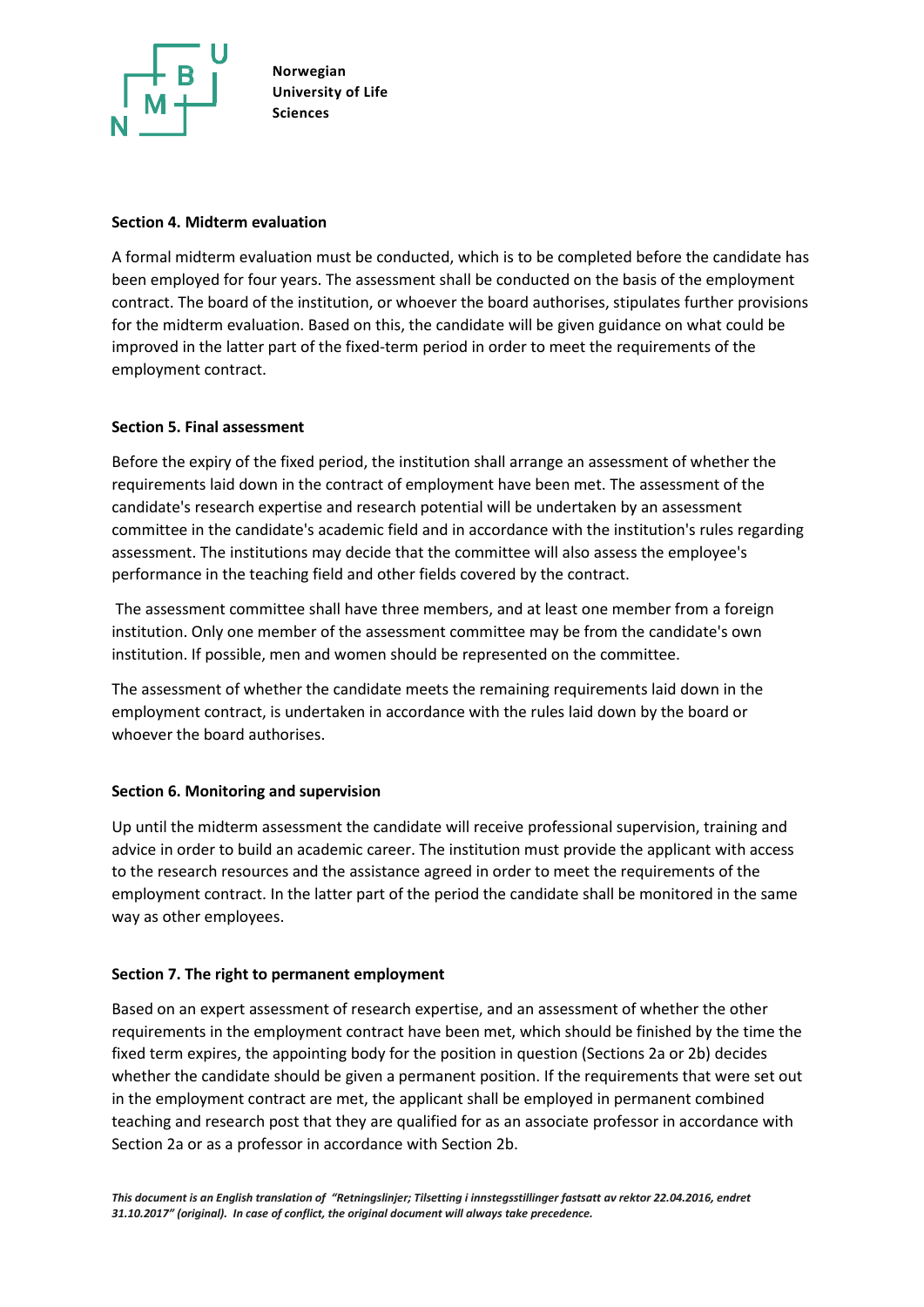### Section 4. Midterm evaluation

A formal midterm evaluation must be conducted, which is to be completed before the candidate has been employed for four years. The assessment shall be conducted on the basis of the employment contract. The board of the institution, or whoever the board authorises, stipulates further provisions for the midterm evaluation. Based on this, the candidate will be given guidance on what could be improved in the latter part of the fixed-term period in order to meet the requirements of the employment contract.

### Section 5. Final assessment

Before the expiry of the fixed period, the institution shall arrange an assessment of whether the requirements laid down in the contract of employment have been met. The assessment of the candidate's research expertise and research potential will be undertaken by an assessment committee in the candidate's academic field and in accordance with the institution's rules regarding assessment. The institutions may decide that the committee will also assess the employee's performance in the teaching field and other fields covered by the contract.

The assessment committee shall have three members, and at least one member from a foreign institution. Only one member of the assessment committee may be from the candidate's own institution. If possible, men and women should be represented on the committee.

The assessment of whether the candidate meets the remaining requirements laid down in the employment contract, is undertaken in accordance with the rules laid down by the board or whoever the board authorises.

### Section 6. Monitoring and supervision

Up until the midterm assessment the candidate will receive professional supervision, training and advice in order to build an academic career. The institution must provide the applicant with access to the research resources and the assistance agreed in order to meet the requirements of the employment contract. In the latter part of the period the candidate shall be monitored in the same way as other employees.

### Section 7. The right to permanent employment

Based on an expert assessment of research expertise, and an assessment of whether the other requirements in the employment contract have been met, which should be finished by the time the fixed term expires, the appointing body for the position in question (Sections 2a or 2b) decides whether the candidate should be given a permanent position. If the requirements that were set out in the employment contract are met, the applicant shall be employed in permanent combined teaching and research post that they are qualified for as an associate professor in accordance with Section 2a or as a professor in accordance with Section 2b.

***This document is an English translation of "Retningslinjer; Tilsetting i innstegsstillinger fastsatt av rektor 22.04.2016, endret 31.10.2017" (original). In case of conflict, the original document will always take precedence.***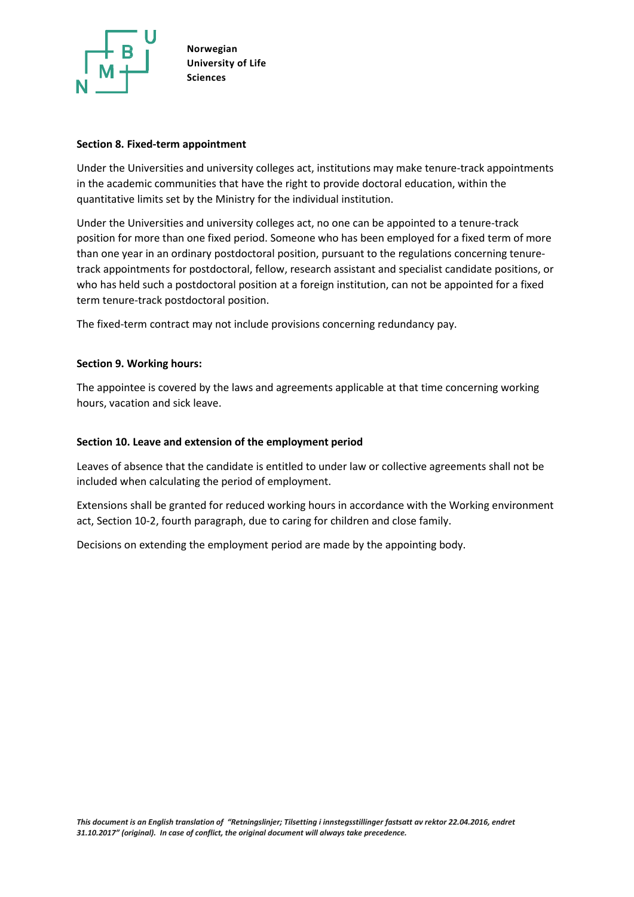**Section 8. Fixed-term appointment**

Under the Universities and university colleges act, institutions may make tenure-track appointments in the academic communities that have the right to provide doctoral education, within the quantitative limits set by the Ministry for the individual institution.

Under the Universities and university colleges act, no one can be appointed to a tenure-track position for more than one fixed period. Someone who has been employed for a fixed term of more than one year in an ordinary postdoctoral position, pursuant to the regulations concerning tenure-track appointments for postdoctoral, fellow, research assistant and specialist candidate positions, or who has held such a postdoctoral position at a foreign institution, can not be appointed for a fixed term tenure-track postdoctoral position.

The fixed-term contract may not include provisions concerning redundancy pay.

**Section 9. Working hours:**

The appointee is covered by the laws and agreements applicable at that time concerning working hours, vacation and sick leave.

**Section 10. Leave and extension of the employment period**

Leaves of absence that the candidate is entitled to under law or collective agreements shall not be included when calculating the period of employment.

Extensions shall be granted for reduced working hours in accordance with the Working environment act, Section 10-2, fourth paragraph, due to caring for children and close family.

Decisions on extending the employment period are made by the appointing body.

***This document is an English translation of "Retningslinjer; Tilsetting i innstegsstillinger fastsatt av rektor 22.04.2016, endret 31.10.2017" (original). In case of conflict, the original document will always take precedence.***